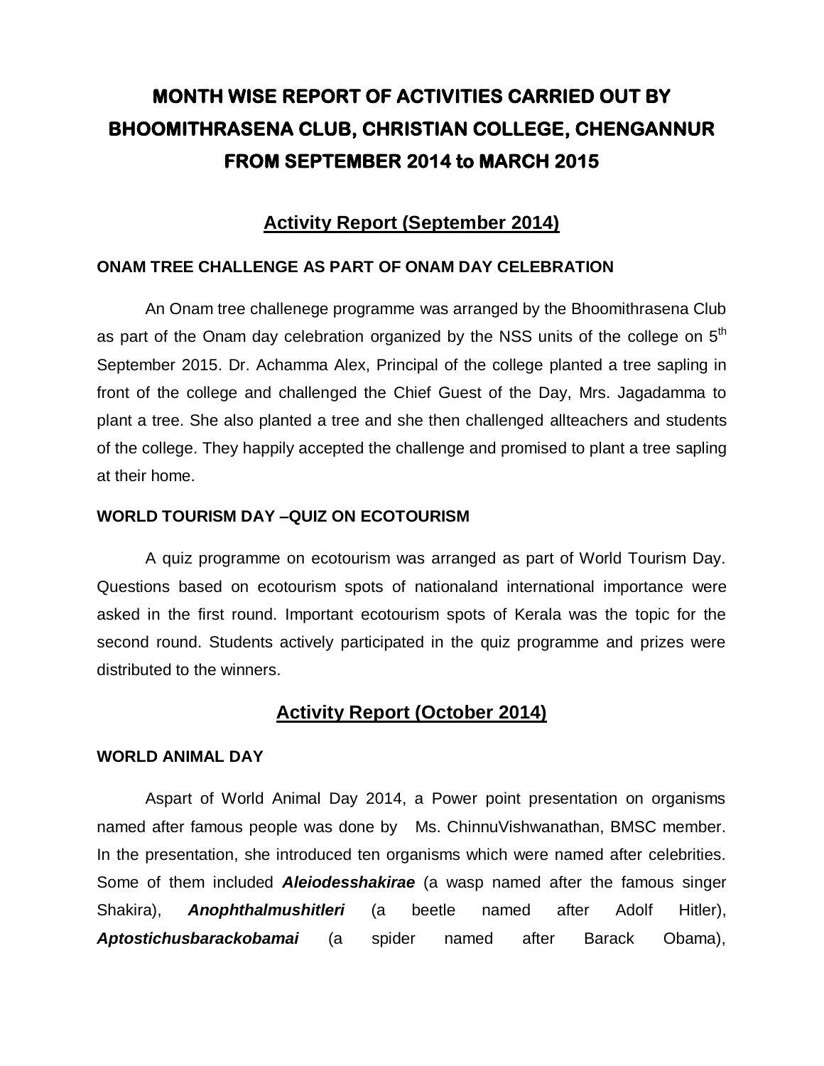# MONTH WISE REPORT OF ACTIVITIES CARRIED OUT BY BHOOMITHRASENA CLUB, CHRISTIAN COLLEGE, CHENGANNUR FROM SEPTEMBER 2014 to MARCH 2015

## Activity Report (September 2014)

### ONAM TREE CHALLENGE AS PART OF ONAM DAY CELEBRATION

An Onam tree challenege programme was arranged by the Bhoomithrasena Club as part of the Onam day celebration organized by the NSS units of the college on 5th September 2015. Dr. Achamma Alex, Principal of the college planted a tree sapling in front of the college and challenged the Chief Guest of the Day, Mrs. Jagadamma to plant a tree. She also planted a tree and she then challenged allteachers and students of the college. They happily accepted the challenge and promised to plant a tree sapling at their home.

### WORLD TOURISM DAY –QUIZ ON ECOTOURISM

A quiz programme on ecotourism was arranged as part of World Tourism Day. Questions based on ecotourism spots of nationaland international importance were asked in the first round. Important ecotourism spots of Kerala was the topic for the second round. Students actively participated in the quiz programme and prizes were distributed to the winners.

## Activity Report (October 2014)

### WORLD ANIMAL DAY

Aspart of World Animal Day 2014, a Power point presentation on organisms named after famous people was done by Ms. ChinnuVishwanathan, BMSC member. In the presentation, she introduced ten organisms which were named after celebrities. Some of them included ***Aleiodesshakirae*** (a wasp named after the famous singer Shakira), ***Anophthalmushitleri*** (a beetle named after Adolf Hitler), ***Aptostichusbarackobamai*** (a spider named after Barack Obama),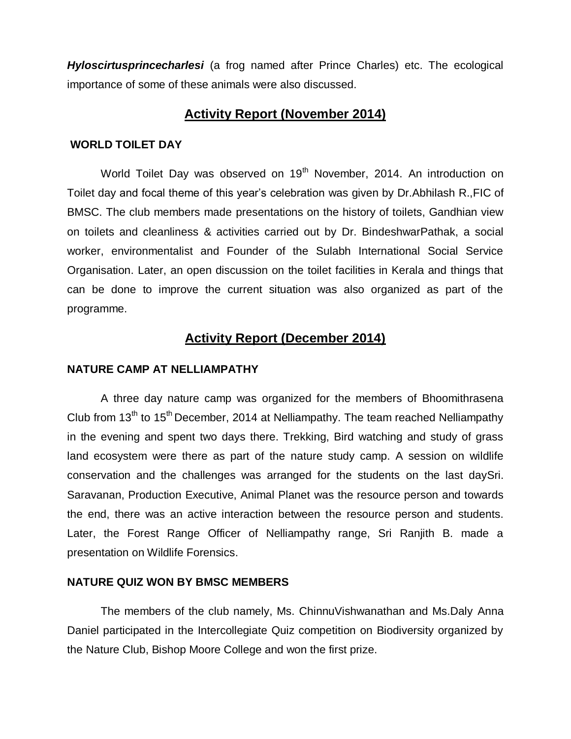***Hyloscirtusprincecharlesi*** (a frog named after Prince Charles) etc. The ecological importance of some of these animals were also discussed.

## Activity Report (November 2014)

### WORLD TOILET DAY

World Toilet Day was observed on 19th November, 2014. An introduction on Toilet day and focal theme of this year's celebration was given by Dr.Abhilash R.,FIC of BMSC. The club members made presentations on the history of toilets, Gandhian view on toilets and cleanliness & activities carried out by Dr. BindeshwarPathak, a social worker, environmentalist and Founder of the Sulabh International Social Service Organisation. Later, an open discussion on the toilet facilities in Kerala and things that can be done to improve the current situation was also organized as part of the programme.

## Activity Report (December 2014)

### NATURE CAMP AT NELLIAMPATHY

A three day nature camp was organized for the members of Bhoomithrasena Club from 13th to 15th December, 2014 at Nelliampathy. The team reached Nelliampathy in the evening and spent two days there. Trekking, Bird watching and study of grass land ecosystem were there as part of the nature study camp. A session on wildlife conservation and the challenges was arranged for the students on the last daySri. Saravanan, Production Executive, Animal Planet was the resource person and towards the end, there was an active interaction between the resource person and students. Later, the Forest Range Officer of Nelliampathy range, Sri Ranjith B. made a presentation on Wildlife Forensics.

### NATURE QUIZ WON BY BMSC MEMBERS

The members of the club namely, Ms. ChinnuVishwanathan and Ms.Daly Anna Daniel participated in the Intercollegiate Quiz competition on Biodiversity organized by the Nature Club, Bishop Moore College and won the first prize.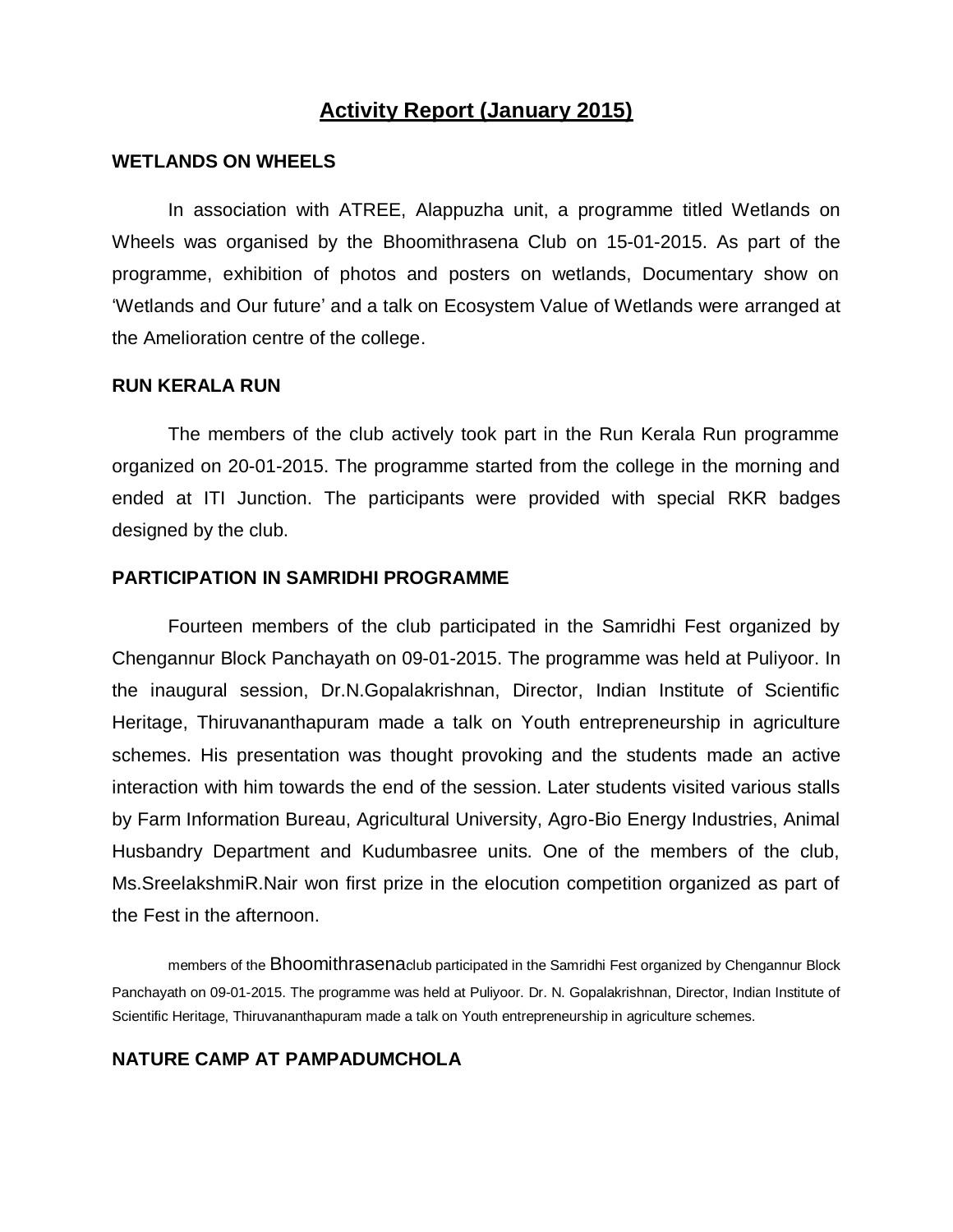# Activity Report (January 2015)

## WETLANDS ON WHEELS

In association with ATREE, Alappuzha unit, a programme titled Wetlands on Wheels was organised by the Bhoomithrasena Club on 15-01-2015. As part of the programme, exhibition of photos and posters on wetlands, Documentary show on 'Wetlands and Our future' and a talk on Ecosystem Value of Wetlands were arranged at the Amelioration centre of the college.

## RUN KERALA RUN

The members of the club actively took part in the Run Kerala Run programme organized on 20-01-2015. The programme started from the college in the morning and ended at ITI Junction. The participants were provided with special RKR badges designed by the club.

## PARTICIPATION IN SAMRIDHI PROGRAMME

Fourteen members of the club participated in the Samridhi Fest organized by Chengannur Block Panchayath on 09-01-2015. The programme was held at Puliyoor. In the inaugural session, Dr.N.Gopalakrishnan, Director, Indian Institute of Scientific Heritage, Thiruvananthapuram made a talk on Youth entrepreneurship in agriculture schemes. His presentation was thought provoking and the students made an active interaction with him towards the end of the session. Later students visited various stalls by Farm Information Bureau, Agricultural University, Agro-Bio Energy Industries, Animal Husbandry Department and Kudumbasree units. One of the members of the club, Ms.SreelakshmiR.Nair won first prize in the elocution competition organized as part of the Fest in the afternoon.

members of the Bhoomithrasenaclub participated in the Samridhi Fest organized by Chengannur Block Panchayath on 09-01-2015. The programme was held at Puliyoor. Dr. N. Gopalakrishnan, Director, Indian Institute of Scientific Heritage, Thiruvananthapuram made a talk on Youth entrepreneurship in agriculture schemes.

## NATURE CAMP AT PAMPADUMCHOLA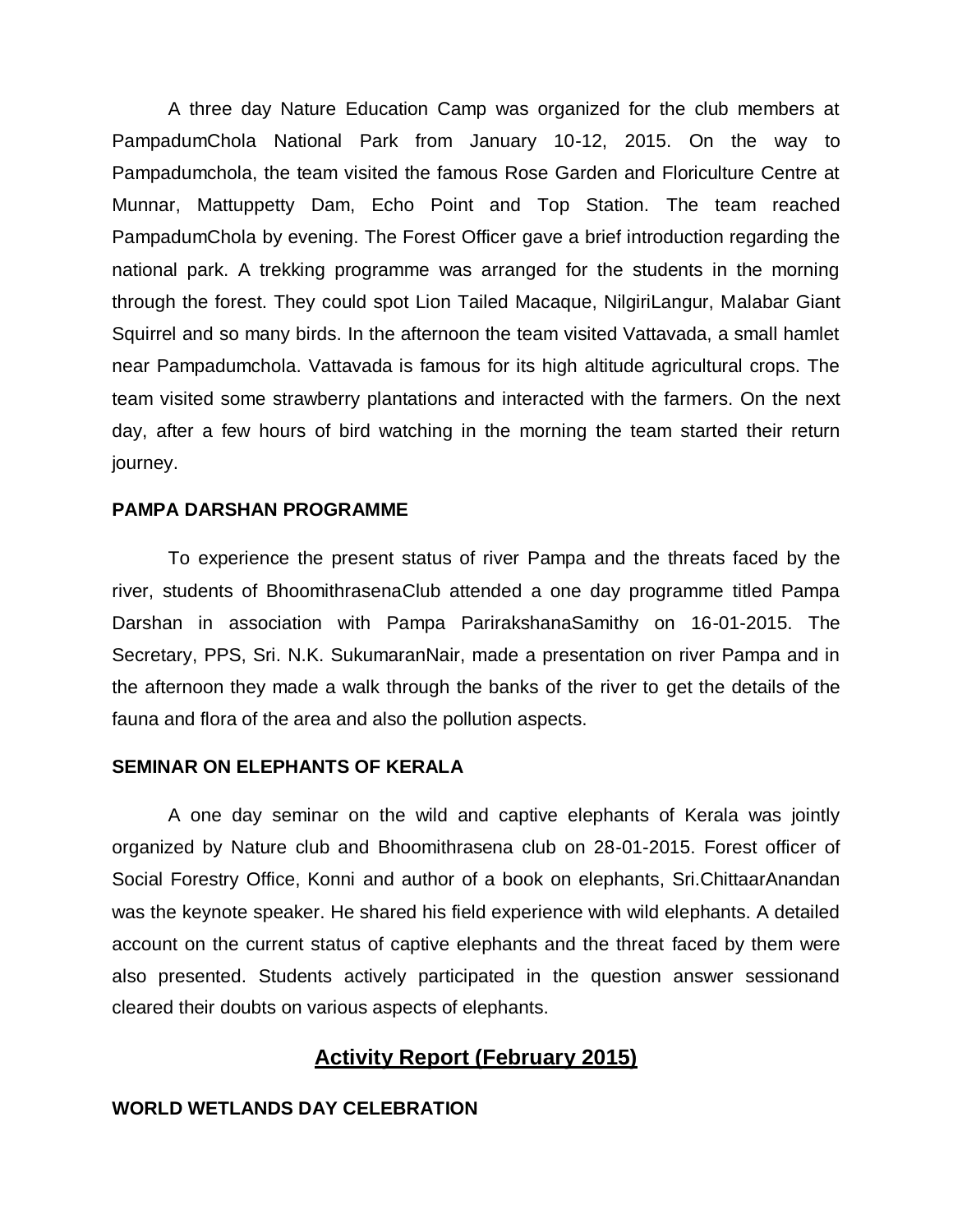A three day Nature Education Camp was organized for the club members at PampadumChola National Park from January 10-12, 2015. On the way to Pampadumchola, the team visited the famous Rose Garden and Floriculture Centre at Munnar, Mattuppetty Dam, Echo Point and Top Station. The team reached PampadumChola by evening. The Forest Officer gave a brief introduction regarding the national park. A trekking programme was arranged for the students in the morning through the forest. They could spot Lion Tailed Macaque, NilgiriLangur, Malabar Giant Squirrel and so many birds. In the afternoon the team visited Vattavada, a small hamlet near Pampadumchola. Vattavada is famous for its high altitude agricultural crops. The team visited some strawberry plantations and interacted with the farmers. On the next day, after a few hours of bird watching in the morning the team started their return journey.

**PAMPA DARSHAN PROGRAMME**

To experience the present status of river Pampa and the threats faced by the river, students of BhoomithrasenaClub attended a one day programme titled Pampa Darshan in association with Pampa ParirakshanaSamithy on 16-01-2015. The Secretary, PPS, Sri. N.K. SukumaranNair, made a presentation on river Pampa and in the afternoon they made a walk through the banks of the river to get the details of the fauna and flora of the area and also the pollution aspects.

**SEMINAR ON ELEPHANTS OF KERALA**

A one day seminar on the wild and captive elephants of Kerala was jointly organized by Nature club and Bhoomithrasena club on 28-01-2015. Forest officer of Social Forestry Office, Konni and author of a book on elephants, Sri.ChittaarAnandan was the keynote speaker. He shared his field experience with wild elephants. A detailed account on the current status of captive elephants and the threat faced by them were also presented. Students actively participated in the question answer sessionand cleared their doubts on various aspects of elephants.

## Activity Report (February 2015)

**WORLD WETLANDS DAY CELEBRATION**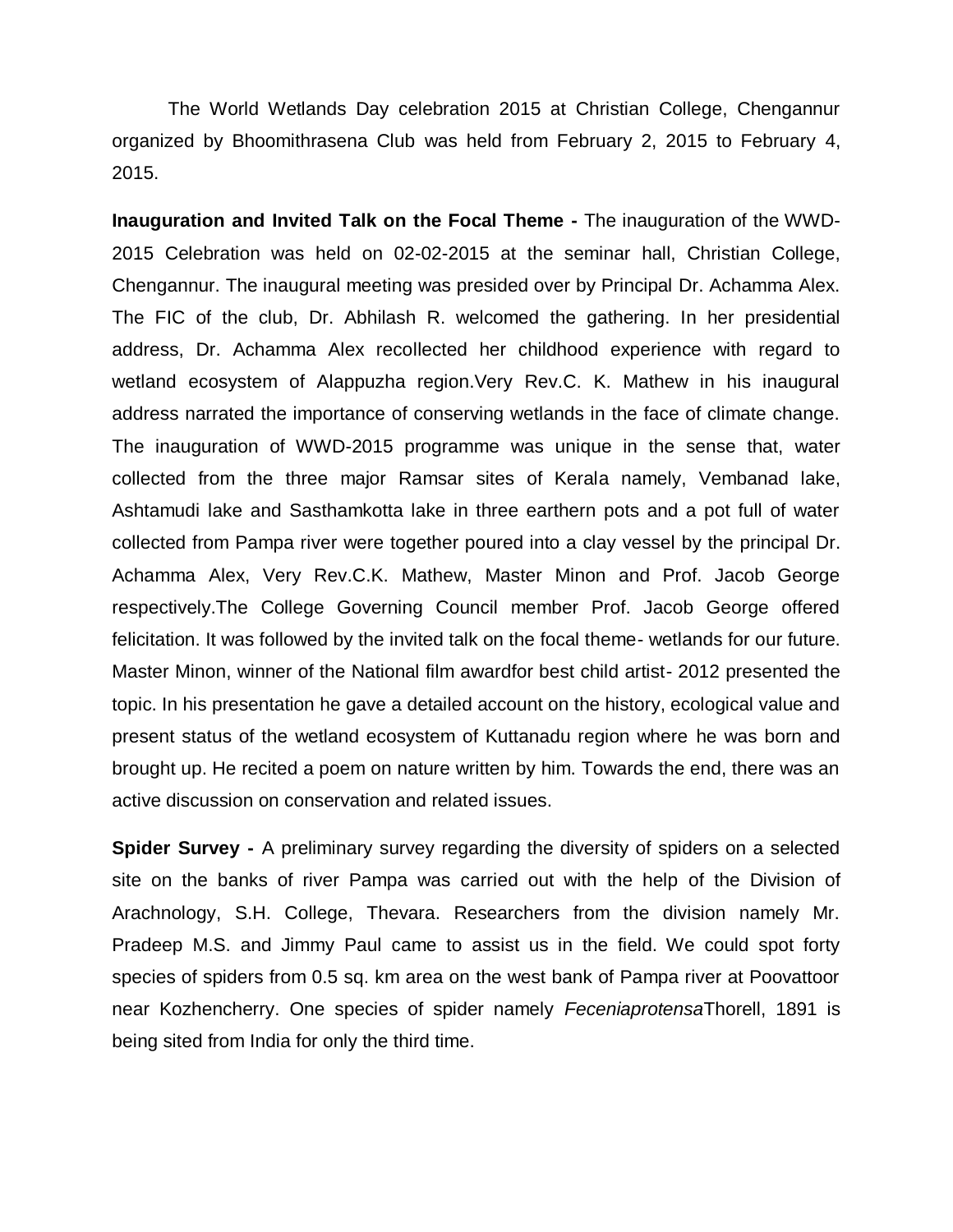The World Wetlands Day celebration 2015 at Christian College, Chengannur organized by Bhoomithrasena Club was held from February 2, 2015 to February 4, 2015.

**Inauguration and Invited Talk on the Focal Theme -** The inauguration of the WWD-2015 Celebration was held on 02-02-2015 at the seminar hall, Christian College, Chengannur. The inaugural meeting was presided over by Principal Dr. Achamma Alex. The FIC of the club, Dr. Abhilash R. welcomed the gathering. In her presidential address, Dr. Achamma Alex recollected her childhood experience with regard to wetland ecosystem of Alappuzha region.Very Rev.C. K. Mathew in his inaugural address narrated the importance of conserving wetlands in the face of climate change. The inauguration of WWD-2015 programme was unique in the sense that, water collected from the three major Ramsar sites of Kerala namely, Vembanad lake, Ashtamudi lake and Sasthamkotta lake in three earthern pots and a pot full of water collected from Pampa river were together poured into a clay vessel by the principal Dr. Achamma Alex, Very Rev.C.K. Mathew, Master Minon and Prof. Jacob George respectively.The College Governing Council member Prof. Jacob George offered felicitation. It was followed by the invited talk on the focal theme- wetlands for our future. Master Minon, winner of the National film awardfor best child artist- 2012 presented the topic. In his presentation he gave a detailed account on the history, ecological value and present status of the wetland ecosystem of Kuttanadu region where he was born and brought up. He recited a poem on nature written by him. Towards the end, there was an active discussion on conservation and related issues.

**Spider Survey -** A preliminary survey regarding the diversity of spiders on a selected site on the banks of river Pampa was carried out with the help of the Division of Arachnology, S.H. College, Thevara. Researchers from the division namely Mr. Pradeep M.S. and Jimmy Paul came to assist us in the field. We could spot forty species of spiders from 0.5 sq. km area on the west bank of Pampa river at Poovattoor near Kozhencherry. One species of spider namely *Feceniaprotensa*Thorell, 1891 is being sited from India for only the third time.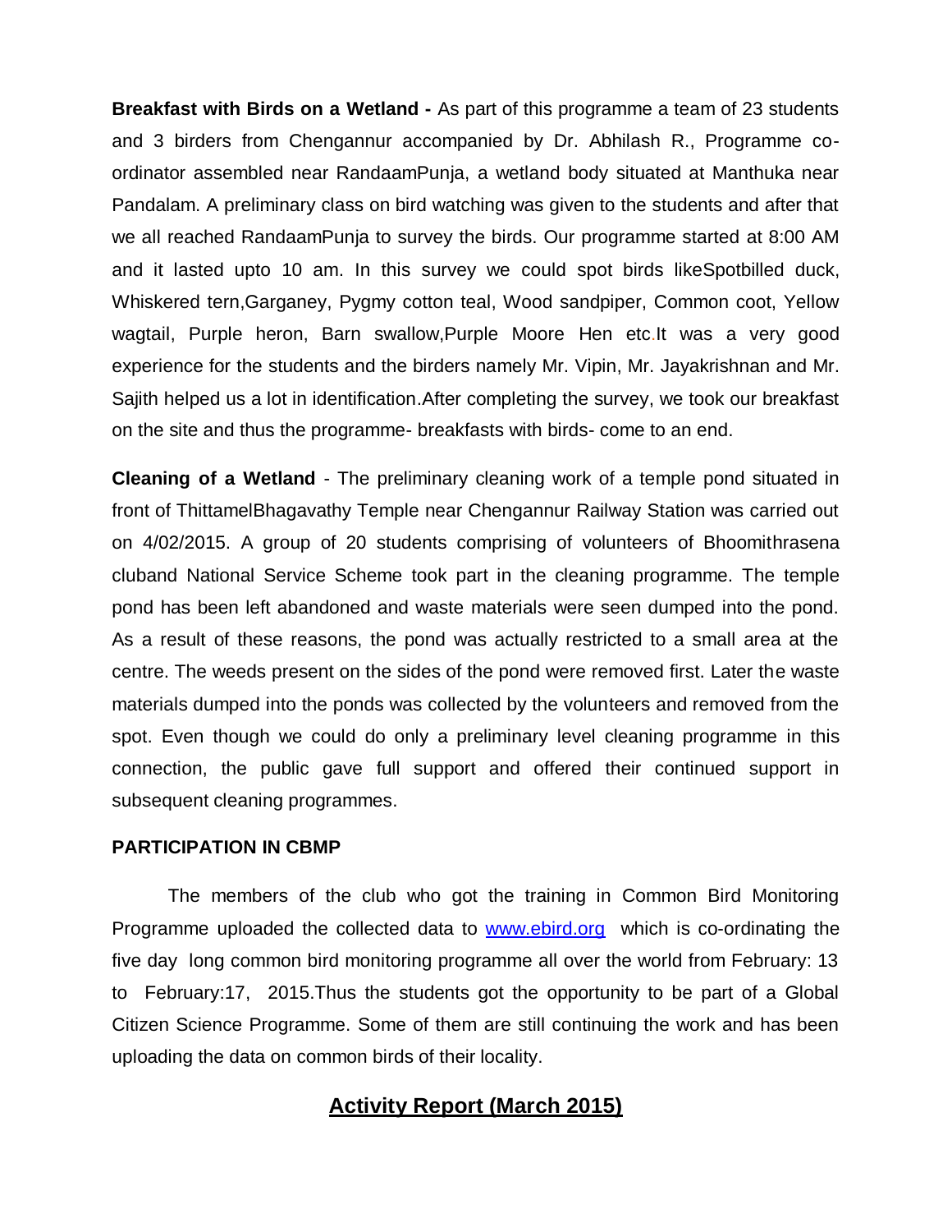**Breakfast with Birds on a Wetland -** As part of this programme a team of 23 students and 3 birders from Chengannur accompanied by Dr. Abhilash R., Programme co-ordinator assembled near RandaamPunja, a wetland body situated at Manthuka near Pandalam. A preliminary class on bird watching was given to the students and after that we all reached RandaamPunja to survey the birds. Our programme started at 8:00 AM and it lasted upto 10 am. In this survey we could spot birds likeSpotbilled duck, Whiskered tern,Garganey, Pygmy cotton teal, Wood sandpiper, Common coot, Yellow wagtail, Purple heron, Barn swallow,Purple Moore Hen etc.It was a very good experience for the students and the birders namely Mr. Vipin, Mr. Jayakrishnan and Mr. Sajith helped us a lot in identification.After completing the survey, we took our breakfast on the site and thus the programme- breakfasts with birds- come to an end.

**Cleaning of a Wetland** - The preliminary cleaning work of a temple pond situated in front of ThittamelBhagavathy Temple near Chengannur Railway Station was carried out on 4/02/2015. A group of 20 students comprising of volunteers of Bhoomithrasena cluband National Service Scheme took part in the cleaning programme. The temple pond has been left abandoned and waste materials were seen dumped into the pond. As a result of these reasons, the pond was actually restricted to a small area at the centre. The weeds present on the sides of the pond were removed first. Later the waste materials dumped into the ponds was collected by the volunteers and removed from the spot. Even though we could do only a preliminary level cleaning programme in this connection, the public gave full support and offered their continued support in subsequent cleaning programmes.

**PARTICIPATION IN CBMP**

The members of the club who got the training in Common Bird Monitoring Programme uploaded the collected data to www.ebird.org which is co-ordinating the five day long common bird monitoring programme all over the world from February: 13 to February:17, 2015.Thus the students got the opportunity to be part of a Global Citizen Science Programme. Some of them are still continuing the work and has been uploading the data on common birds of their locality.

## Activity Report (March 2015)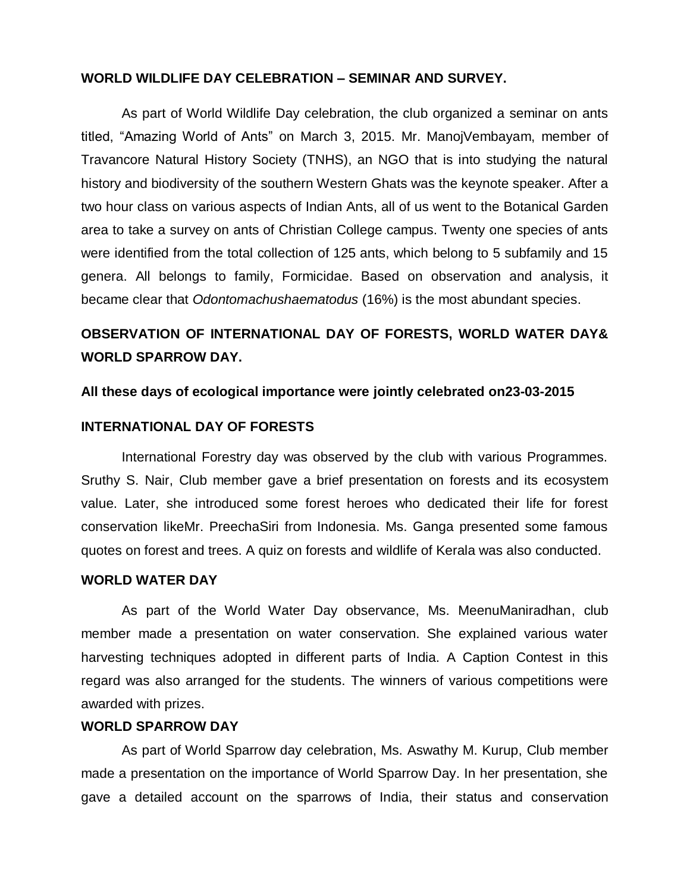**WORLD WILDLIFE DAY CELEBRATION – SEMINAR AND SURVEY.**

As part of World Wildlife Day celebration, the club organized a seminar on ants titled, "Amazing World of Ants" on March 3, 2015. Mr. ManojVembayam, member of Travancore Natural History Society (TNHS), an NGO that is into studying the natural history and biodiversity of the southern Western Ghats was the keynote speaker. After a two hour class on various aspects of Indian Ants, all of us went to the Botanical Garden area to take a survey on ants of Christian College campus. Twenty one species of ants were identified from the total collection of 125 ants, which belong to 5 subfamily and 15 genera. All belongs to family, Formicidae. Based on observation and analysis, it became clear that *Odontomachushaematodus* (16%) is the most abundant species.

## OBSERVATION OF INTERNATIONAL DAY OF FORESTS, WORLD WATER DAY& WORLD SPARROW DAY.

**All these days of ecological importance were jointly celebrated on23-03-2015**

### INTERNATIONAL DAY OF FORESTS

International Forestry day was observed by the club with various Programmes. Sruthy S. Nair, Club member gave a brief presentation on forests and its ecosystem value. Later, she introduced some forest heroes who dedicated their life for forest conservation likeMr. PreechaSiri from Indonesia. Ms. Ganga presented some famous quotes on forest and trees. A quiz on forests and wildlife of Kerala was also conducted.

### WORLD WATER DAY

As part of the World Water Day observance, Ms. MeenuManiradhan, club member made a presentation on water conservation. She explained various water harvesting techniques adopted in different parts of India. A Caption Contest in this regard was also arranged for the students. The winners of various competitions were awarded with prizes.

### WORLD SPARROW DAY

As part of World Sparrow day celebration, Ms. Aswathy M. Kurup, Club member made a presentation on the importance of World Sparrow Day. In her presentation, she gave a detailed account on the sparrows of India, their status and conservation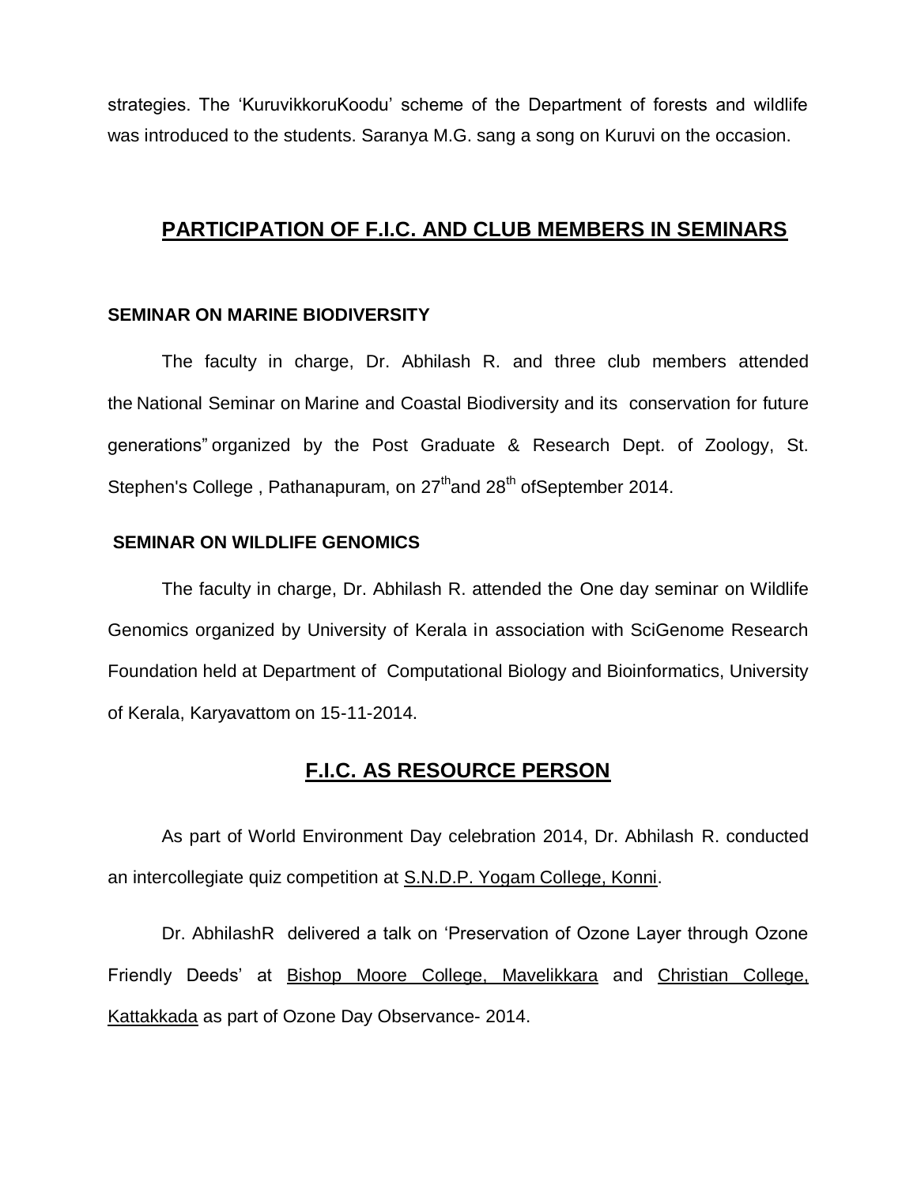strategies. The 'KuruvikkoruKoodu' scheme of the Department of forests and wildlife was introduced to the students. Saranya M.G. sang a song on Kuruvi on the occasion.

## PARTICIPATION OF F.I.C. AND CLUB MEMBERS IN SEMINARS

### SEMINAR ON MARINE BIODIVERSITY

The faculty in charge, Dr. Abhilash R. and three club members attended the National Seminar on Marine and Coastal Biodiversity and its conservation for future generations" organized by the Post Graduate & Research Dept. of Zoology, St. Stephen's College , Pathanapuram, on 27th and 28th ofSeptember 2014.

### SEMINAR ON WILDLIFE GENOMICS

The faculty in charge, Dr. Abhilash R. attended the One day seminar on Wildlife Genomics organized by University of Kerala in association with SciGenome Research Foundation held at Department of Computational Biology and Bioinformatics, University of Kerala, Karyavattom on 15-11-2014.

## F.I.C. AS RESOURCE PERSON

As part of World Environment Day celebration 2014, Dr. Abhilash R. conducted an intercollegiate quiz competition at S.N.D.P. Yogam College, Konni.

Dr. AbhilashR delivered a talk on 'Preservation of Ozone Layer through Ozone Friendly Deeds' at Bishop Moore College, Mavelikkara and Christian College, Kattakkada as part of Ozone Day Observance- 2014.